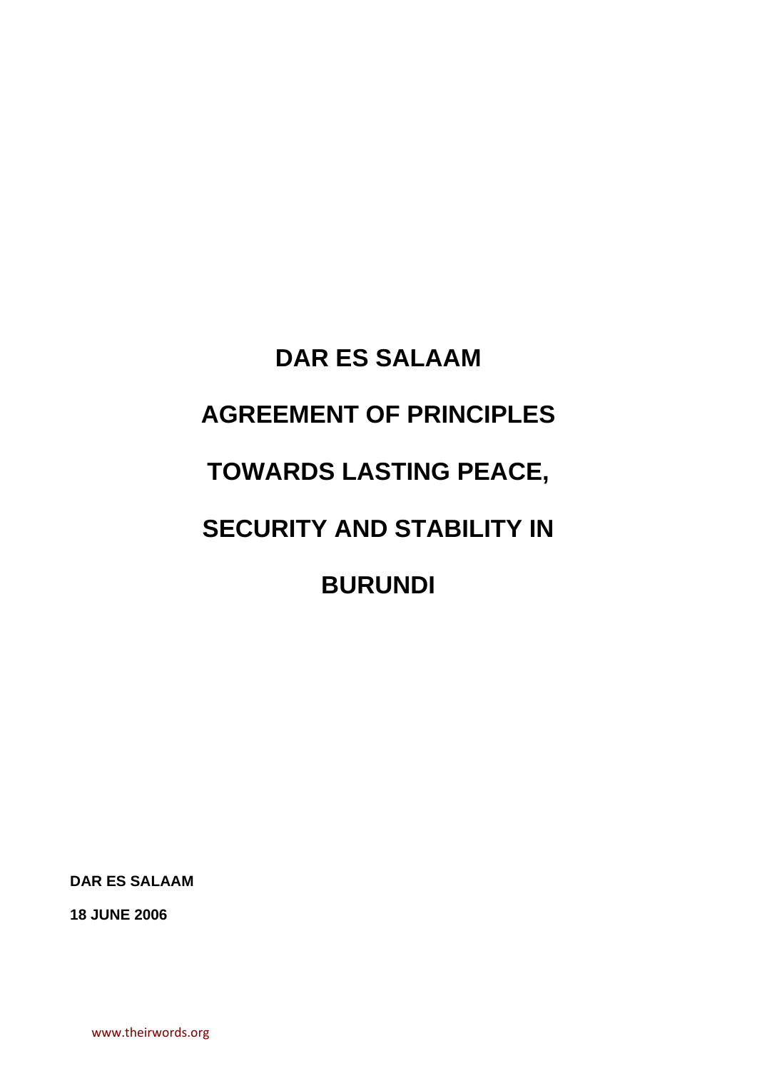# DAR ES SALAAM

# AGREEMENT OF PRINCIPLES

# TOWARDS LASTING PEACE,

# SECURITY AND STABILITY IN

# BURUNDI

**DAR ES SALAAM**

**18 JUNE 2006**

www.theirwords.org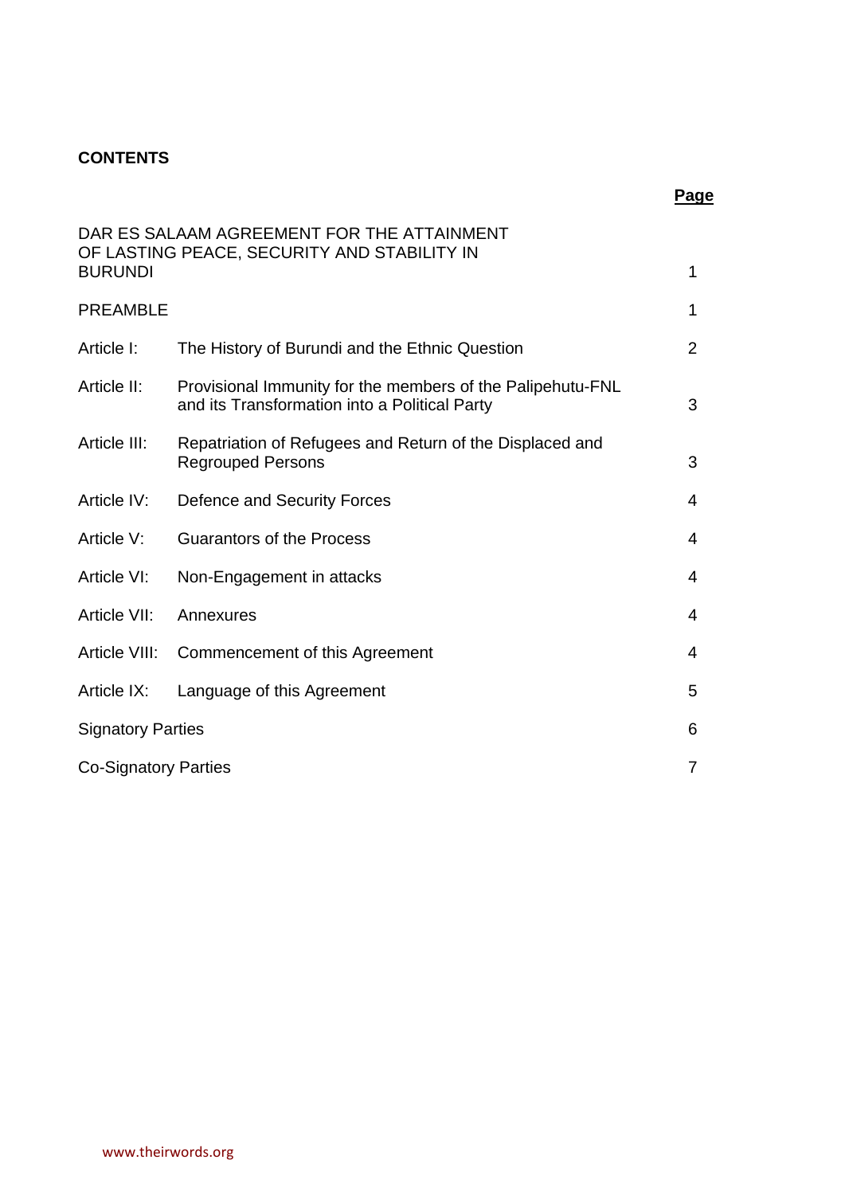**CONTENTS**

| | | Page |
|---|---|---|
| DAR ES SALAAM AGREEMENT FOR THE ATTAINMENT OF LASTING PEACE, SECURITY AND STABILITY IN BURUNDI | | 1 |
| PREAMBLE | | 1 |
| Article I: | The History of Burundi and the Ethnic Question | 2 |
| Article II: | Provisional Immunity for the members of the Palipehutu-FNL and its Transformation into a Political Party | 3 |
| Article III: | Repatriation of Refugees and Return of the Displaced and Regrouped Persons | 3 |
| Article IV: | Defence and Security Forces | 4 |
| Article V: | Guarantors of the Process | 4 |
| Article VI: | Non-Engagement in attacks | 4 |
| Article VII: | Annexures | 4 |
| Article VIII: | Commencement of this Agreement | 4 |
| Article IX: | Language of this Agreement | 5 |
| Signatory Parties | | 6 |
| Co-Signatory Parties | | 7 |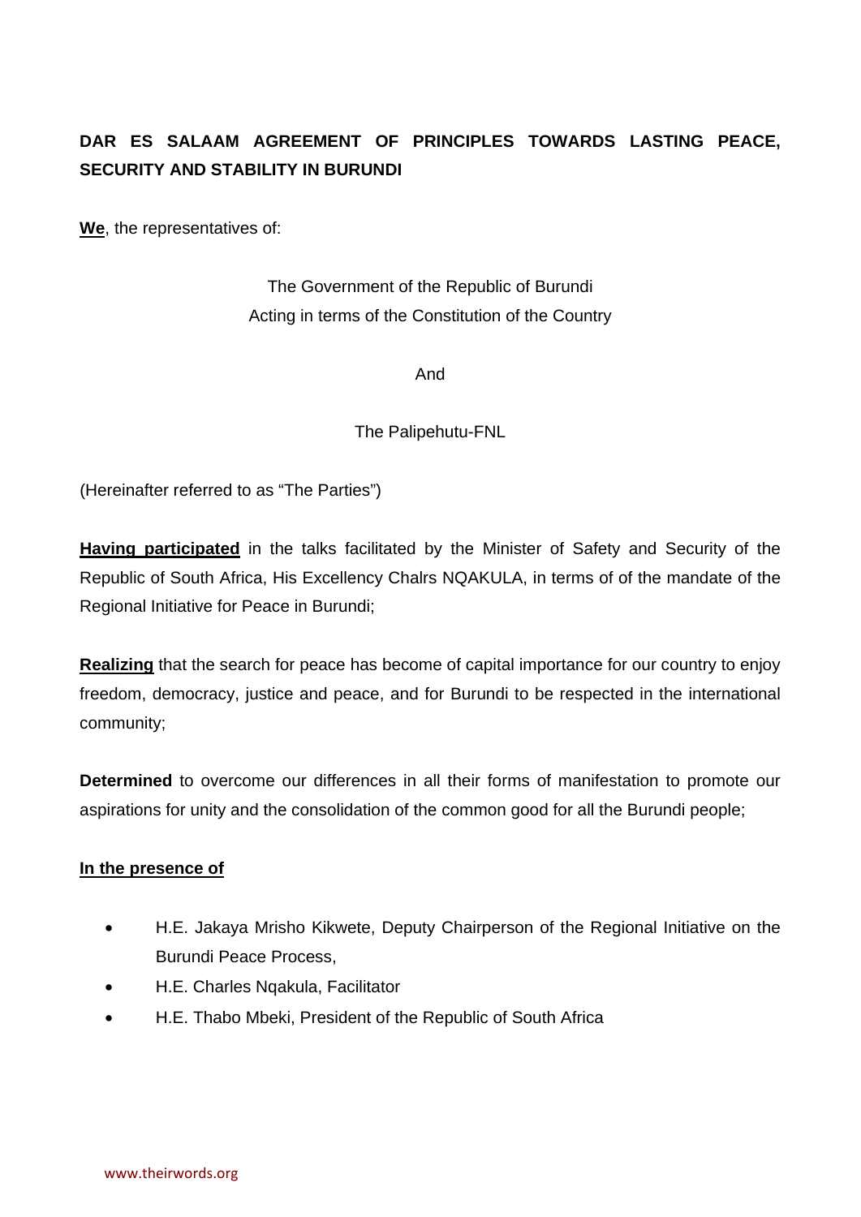**DAR ES SALAAM AGREEMENT OF PRINCIPLES TOWARDS LASTING PEACE, SECURITY AND STABILITY IN BURUNDI**

**We**, the representatives of:

The Government of the Republic of Burundi
Acting in terms of the Constitution of the Country

And

The Palipehutu-FNL

(Hereinafter referred to as "The Parties")

**Having participated** in the talks facilitated by the Minister of Safety and Security of the Republic of South Africa, His Excellency Chalrs NQAKULA, in terms of of the mandate of the Regional Initiative for Peace in Burundi;

**Realizing** that the search for peace has become of capital importance for our country to enjoy freedom, democracy, justice and peace, and for Burundi to be respected in the international community;

**Determined** to overcome our differences in all their forms of manifestation to promote our aspirations for unity and the consolidation of the common good for all the Burundi people;

**In the presence of**

- H.E. Jakaya Mrisho Kikwete, Deputy Chairperson of the Regional Initiative on the Burundi Peace Process,
- H.E. Charles Nqakula, Facilitator
- H.E. Thabo Mbeki, President of the Republic of South Africa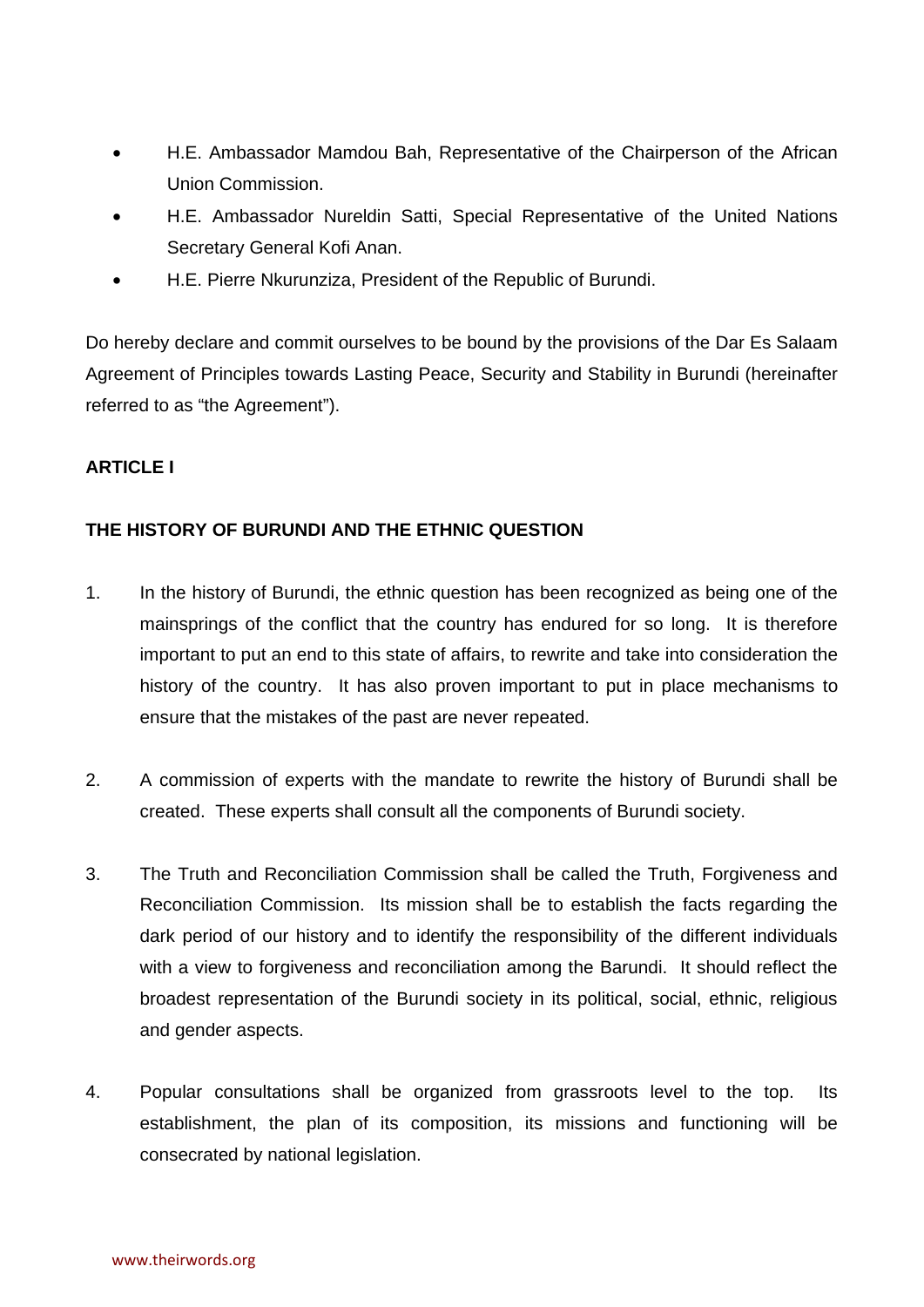- H.E. Ambassador Mamdou Bah, Representative of the Chairperson of the African Union Commission.
- H.E. Ambassador Nureldin Satti, Special Representative of the United Nations Secretary General Kofi Anan.
- H.E. Pierre Nkurunziza, President of the Republic of Burundi.

Do hereby declare and commit ourselves to be bound by the provisions of the Dar Es Salaam Agreement of Principles towards Lasting Peace, Security and Stability in Burundi (hereinafter referred to as "the Agreement").

**ARTICLE I**

**THE HISTORY OF BURUNDI AND THE ETHNIC QUESTION**

1. In the history of Burundi, the ethnic question has been recognized as being one of the mainsprings of the conflict that the country has endured for so long. It is therefore important to put an end to this state of affairs, to rewrite and take into consideration the history of the country. It has also proven important to put in place mechanisms to ensure that the mistakes of the past are never repeated.

2. A commission of experts with the mandate to rewrite the history of Burundi shall be created. These experts shall consult all the components of Burundi society.

3. The Truth and Reconciliation Commission shall be called the Truth, Forgiveness and Reconciliation Commission. Its mission shall be to establish the facts regarding the dark period of our history and to identify the responsibility of the different individuals with a view to forgiveness and reconciliation among the Barundi. It should reflect the broadest representation of the Burundi society in its political, social, ethnic, religious and gender aspects.

4. Popular consultations shall be organized from grassroots level to the top. Its establishment, the plan of its composition, its missions and functioning will be consecrated by national legislation.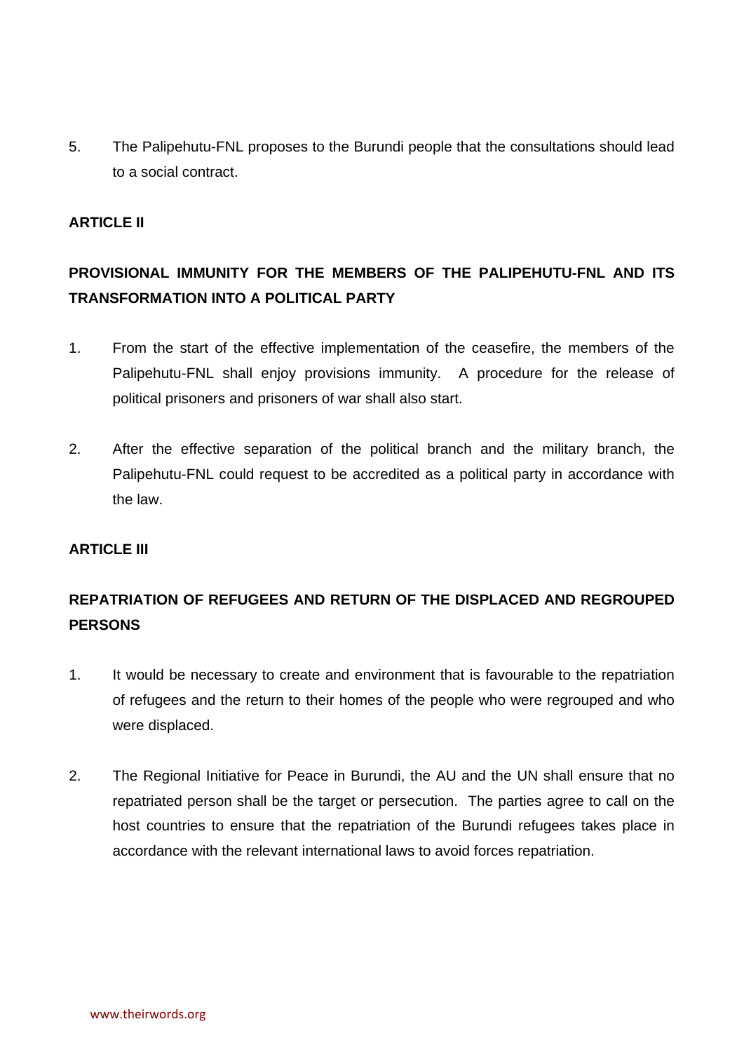5. The Palipehutu-FNL proposes to the Burundi people that the consultations should lead to a social contract.

**ARTICLE II**

**PROVISIONAL IMMUNITY FOR THE MEMBERS OF THE PALIPEHUTU-FNL AND ITS TRANSFORMATION INTO A POLITICAL PARTY**

1. From the start of the effective implementation of the ceasefire, the members of the Palipehutu-FNL shall enjoy provisions immunity. A procedure for the release of political prisoners and prisoners of war shall also start.

2. After the effective separation of the political branch and the military branch, the Palipehutu-FNL could request to be accredited as a political party in accordance with the law.

**ARTICLE III**

**REPATRIATION OF REFUGEES AND RETURN OF THE DISPLACED AND REGROUPED PERSONS**

1. It would be necessary to create and environment that is favourable to the repatriation of refugees and the return to their homes of the people who were regrouped and who were displaced.

2. The Regional Initiative for Peace in Burundi, the AU and the UN shall ensure that no repatriated person shall be the target or persecution. The parties agree to call on the host countries to ensure that the repatriation of the Burundi refugees takes place in accordance with the relevant international laws to avoid forces repatriation.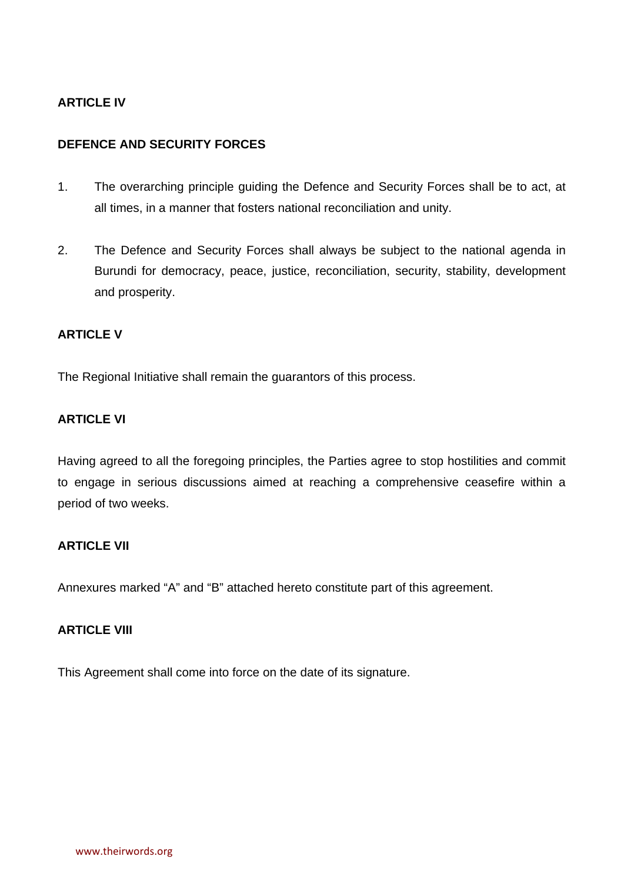**ARTICLE IV**

**DEFENCE AND SECURITY FORCES**

1. The overarching principle guiding the Defence and Security Forces shall be to act, at all times, in a manner that fosters national reconciliation and unity.

2. The Defence and Security Forces shall always be subject to the national agenda in Burundi for democracy, peace, justice, reconciliation, security, stability, development and prosperity.

**ARTICLE V**

The Regional Initiative shall remain the guarantors of this process.

**ARTICLE VI**

Having agreed to all the foregoing principles, the Parties agree to stop hostilities and commit to engage in serious discussions aimed at reaching a comprehensive ceasefire within a period of two weeks.

**ARTICLE VII**

Annexures marked "A" and "B" attached hereto constitute part of this agreement.

**ARTICLE VIII**

This Agreement shall come into force on the date of its signature.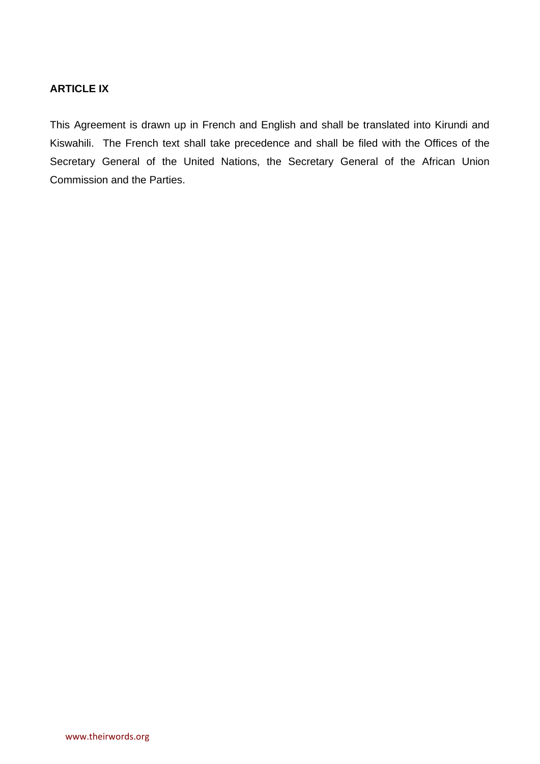**ARTICLE IX**

This Agreement is drawn up in French and English and shall be translated into Kirundi and Kiswahili. The French text shall take precedence and shall be filed with the Offices of the Secretary General of the United Nations, the Secretary General of the African Union Commission and the Parties.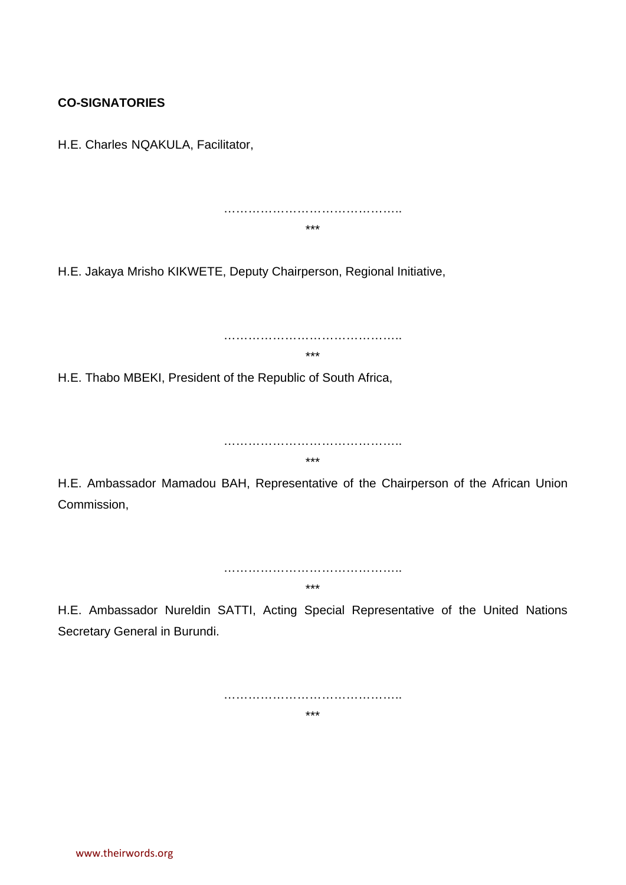**CO-SIGNATORIES**

H.E. Charles NQAKULA, Facilitator,

……………………………………..

***

H.E. Jakaya Mrisho KIKWETE, Deputy Chairperson, Regional Initiative,

……………………………………..

***

H.E. Thabo MBEKI, President of the Republic of South Africa,

……………………………………..

***

H.E. Ambassador Mamadou BAH, Representative of the Chairperson of the African Union Commission,

……………………………………..

***

H.E. Ambassador Nureldin SATTI, Acting Special Representative of the United Nations Secretary General in Burundi.

……………………………………..

***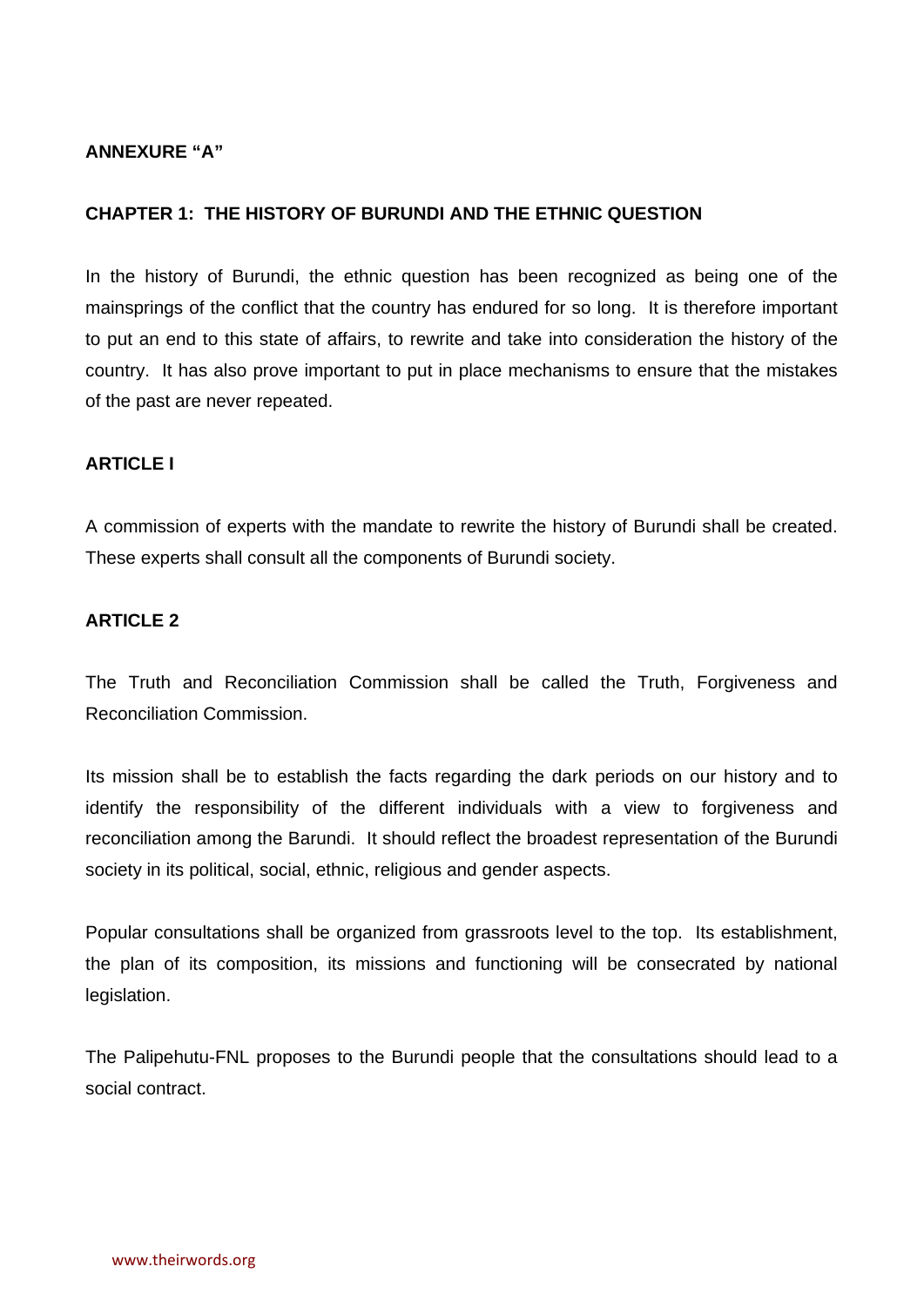**ANNEXURE "A"**

**CHAPTER 1: THE HISTORY OF BURUNDI AND THE ETHNIC QUESTION**

In the history of Burundi, the ethnic question has been recognized as being one of the mainsprings of the conflict that the country has endured for so long. It is therefore important to put an end to this state of affairs, to rewrite and take into consideration the history of the country. It has also prove important to put in place mechanisms to ensure that the mistakes of the past are never repeated.

**ARTICLE I**

A commission of experts with the mandate to rewrite the history of Burundi shall be created. These experts shall consult all the components of Burundi society.

**ARTICLE 2**

The Truth and Reconciliation Commission shall be called the Truth, Forgiveness and Reconciliation Commission.

Its mission shall be to establish the facts regarding the dark periods on our history and to identify the responsibility of the different individuals with a view to forgiveness and reconciliation among the Barundi. It should reflect the broadest representation of the Burundi society in its political, social, ethnic, religious and gender aspects.

Popular consultations shall be organized from grassroots level to the top. Its establishment, the plan of its composition, its missions and functioning will be consecrated by national legislation.

The Palipehutu-FNL proposes to the Burundi people that the consultations should lead to a social contract.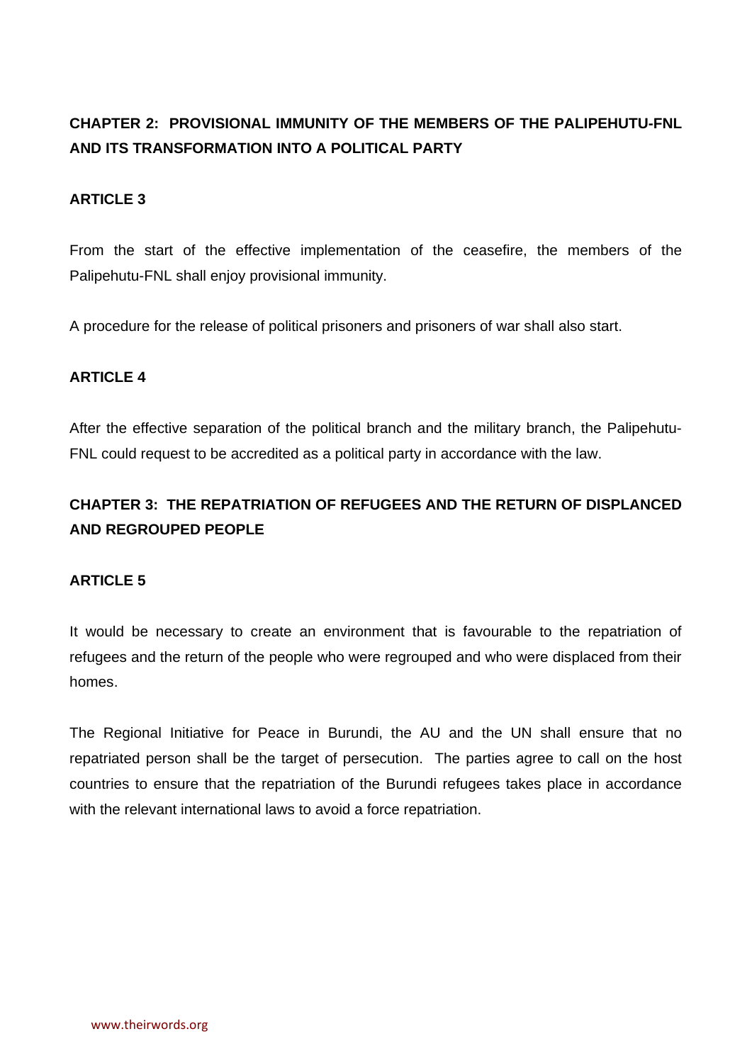## CHAPTER 2: PROVISIONAL IMMUNITY OF THE MEMBERS OF THE PALIPEHUTU-FNL AND ITS TRANSFORMATION INTO A POLITICAL PARTY

### ARTICLE 3

From the start of the effective implementation of the ceasefire, the members of the Palipehutu-FNL shall enjoy provisional immunity.

A procedure for the release of political prisoners and prisoners of war shall also start.

### ARTICLE 4

After the effective separation of the political branch and the military branch, the Palipehutu-FNL could request to be accredited as a political party in accordance with the law.

## CHAPTER 3: THE REPATRIATION OF REFUGEES AND THE RETURN OF DISPLANCED AND REGROUPED PEOPLE

### ARTICLE 5

It would be necessary to create an environment that is favourable to the repatriation of refugees and the return of the people who were regrouped and who were displaced from their homes.

The Regional Initiative for Peace in Burundi, the AU and the UN shall ensure that no repatriated person shall be the target of persecution. The parties agree to call on the host countries to ensure that the repatriation of the Burundi refugees takes place in accordance with the relevant international laws to avoid a force repatriation.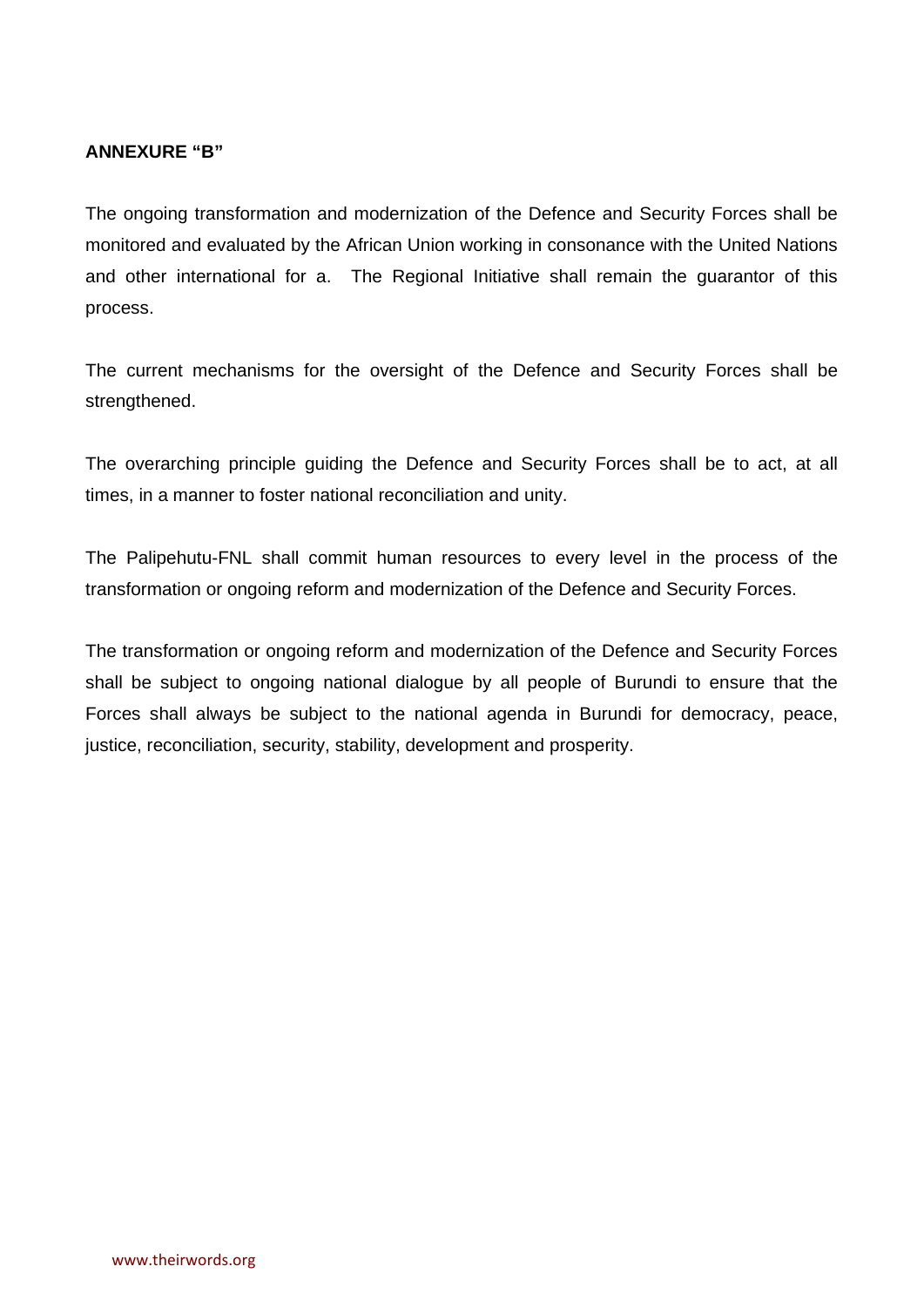**ANNEXURE "B"**

The ongoing transformation and modernization of the Defence and Security Forces shall be monitored and evaluated by the African Union working in consonance with the United Nations and other international for a. The Regional Initiative shall remain the guarantor of this process.

The current mechanisms for the oversight of the Defence and Security Forces shall be strengthened.

The overarching principle guiding the Defence and Security Forces shall be to act, at all times, in a manner to foster national reconciliation and unity.

The Palipehutu-FNL shall commit human resources to every level in the process of the transformation or ongoing reform and modernization of the Defence and Security Forces.

The transformation or ongoing reform and modernization of the Defence and Security Forces shall be subject to ongoing national dialogue by all people of Burundi to ensure that the Forces shall always be subject to the national agenda in Burundi for democracy, peace, justice, reconciliation, security, stability, development and prosperity.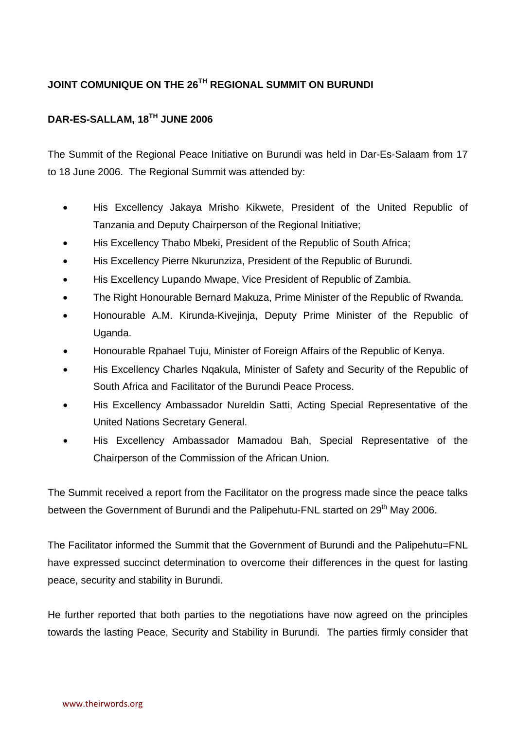**JOINT COMUNIQUE ON THE 26TH REGIONAL SUMMIT ON BURUNDI**

**DAR-ES-SALLAM, 18TH JUNE 2006**

The Summit of the Regional Peace Initiative on Burundi was held in Dar-Es-Salaam from 17 to 18 June 2006. The Regional Summit was attended by:

- His Excellency Jakaya Mrisho Kikwete, President of the United Republic of Tanzania and Deputy Chairperson of the Regional Initiative;
- His Excellency Thabo Mbeki, President of the Republic of South Africa;
- His Excellency Pierre Nkurunziza, President of the Republic of Burundi.
- His Excellency Lupando Mwape, Vice President of Republic of Zambia.
- The Right Honourable Bernard Makuza, Prime Minister of the Republic of Rwanda.
- Honourable A.M. Kirunda-Kivejinja, Deputy Prime Minister of the Republic of Uganda.
- Honourable Rpahael Tuju, Minister of Foreign Affairs of the Republic of Kenya.
- His Excellency Charles Nqakula, Minister of Safety and Security of the Republic of South Africa and Facilitator of the Burundi Peace Process.
- His Excellency Ambassador Nureldin Satti, Acting Special Representative of the United Nations Secretary General.
- His Excellency Ambassador Mamadou Bah, Special Representative of the Chairperson of the Commission of the African Union.

The Summit received a report from the Facilitator on the progress made since the peace talks between the Government of Burundi and the Palipehutu-FNL started on 29th May 2006.

The Facilitator informed the Summit that the Government of Burundi and the Palipehutu=FNL have expressed succinct determination to overcome their differences in the quest for lasting peace, security and stability in Burundi.

He further reported that both parties to the negotiations have now agreed on the principles towards the lasting Peace, Security and Stability in Burundi. The parties firmly consider that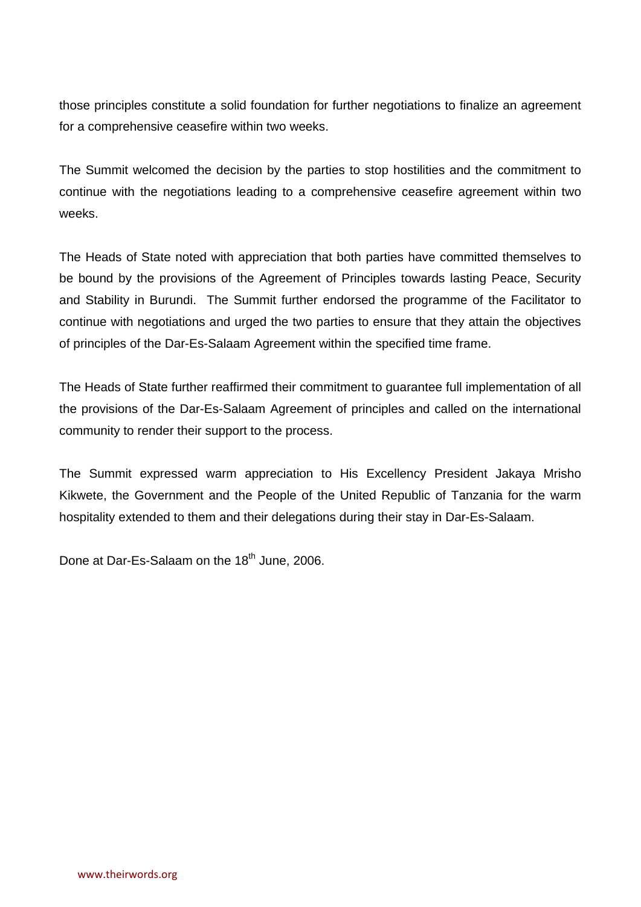those principles constitute a solid foundation for further negotiations to finalize an agreement for a comprehensive ceasefire within two weeks.

The Summit welcomed the decision by the parties to stop hostilities and the commitment to continue with the negotiations leading to a comprehensive ceasefire agreement within two weeks.

The Heads of State noted with appreciation that both parties have committed themselves to be bound by the provisions of the Agreement of Principles towards lasting Peace, Security and Stability in Burundi. The Summit further endorsed the programme of the Facilitator to continue with negotiations and urged the two parties to ensure that they attain the objectives of principles of the Dar-Es-Salaam Agreement within the specified time frame.

The Heads of State further reaffirmed their commitment to guarantee full implementation of all the provisions of the Dar-Es-Salaam Agreement of principles and called on the international community to render their support to the process.

The Summit expressed warm appreciation to His Excellency President Jakaya Mrisho Kikwete, the Government and the People of the United Republic of Tanzania for the warm hospitality extended to them and their delegations during their stay in Dar-Es-Salaam.

Done at Dar-Es-Salaam on the 18th June, 2006.